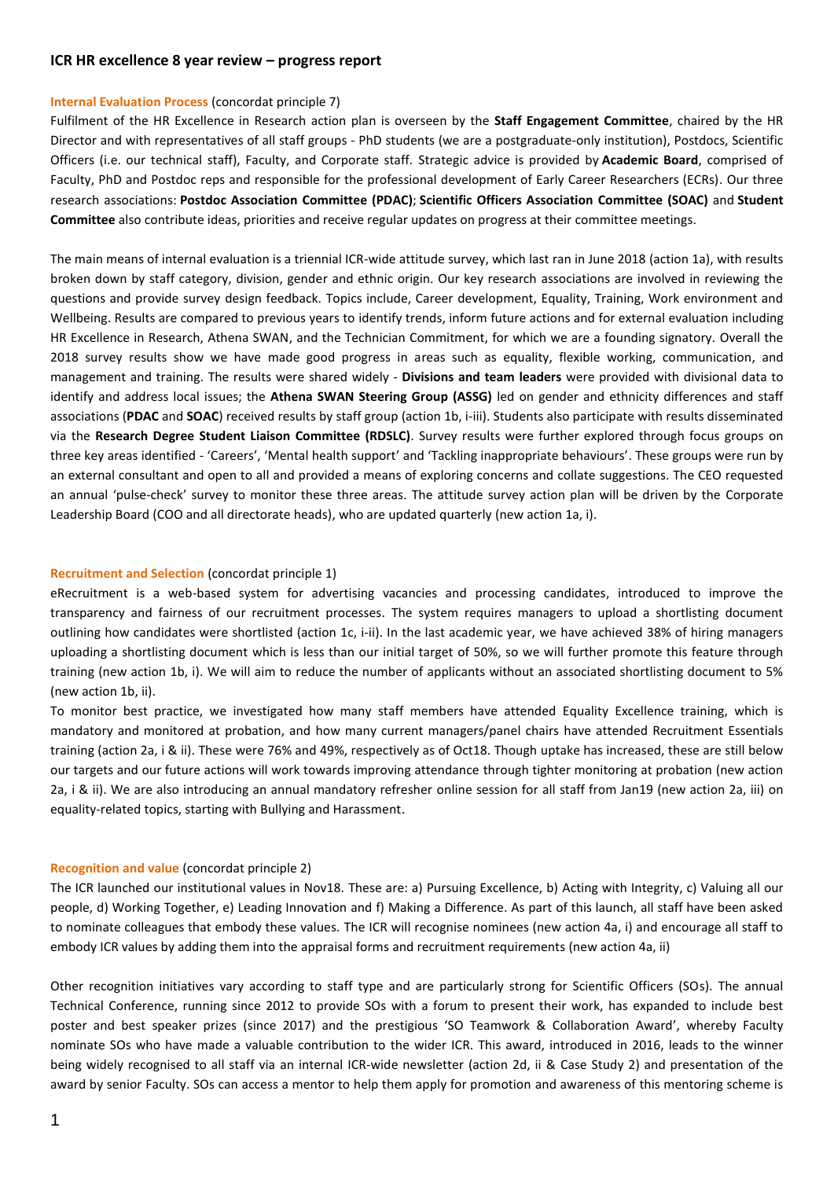## ICR HR excellence 8 year review – progress report

**Internal Evaluation Process** (concordat principle 7)

Fulfilment of the HR Excellence in Research action plan is overseen by the **Staff Engagement Committee**, chaired by the HR Director and with representatives of all staff groups - PhD students (we are a postgraduate-only institution), Postdocs, Scientific Officers (i.e. our technical staff), Faculty, and Corporate staff. Strategic advice is provided by **Academic Board**, comprised of Faculty, PhD and Postdoc reps and responsible for the professional development of Early Career Researchers (ECRs). Our three research associations: **Postdoc Association Committee (PDAC)**; **Scientific Officers Association Committee (SOAC)** and **Student Committee** also contribute ideas, priorities and receive regular updates on progress at their committee meetings.

The main means of internal evaluation is a triennial ICR-wide attitude survey, which last ran in June 2018 (action 1a), with results broken down by staff category, division, gender and ethnic origin. Our key research associations are involved in reviewing the questions and provide survey design feedback. Topics include, Career development, Equality, Training, Work environment and Wellbeing. Results are compared to previous years to identify trends, inform future actions and for external evaluation including HR Excellence in Research, Athena SWAN, and the Technician Commitment, for which we are a founding signatory. Overall the 2018 survey results show we have made good progress in areas such as equality, flexible working, communication, and management and training. The results were shared widely - **Divisions and team leaders** were provided with divisional data to identify and address local issues; the **Athena SWAN Steering Group (ASSG)** led on gender and ethnicity differences and staff associations (**PDAC** and **SOAC**) received results by staff group (action 1b, i-iii). Students also participate with results disseminated via the **Research Degree Student Liaison Committee (RDSLC)**. Survey results were further explored through focus groups on three key areas identified - 'Careers', 'Mental health support' and 'Tackling inappropriate behaviours'. These groups were run by an external consultant and open to all and provided a means of exploring concerns and collate suggestions. The CEO requested an annual 'pulse-check' survey to monitor these three areas. The attitude survey action plan will be driven by the Corporate Leadership Board (COO and all directorate heads), who are updated quarterly (new action 1a, i).

**Recruitment and Selection** (concordat principle 1)

eRecruitment is a web-based system for advertising vacancies and processing candidates, introduced to improve the transparency and fairness of our recruitment processes. The system requires managers to upload a shortlisting document outlining how candidates were shortlisted (action 1c, i-ii). In the last academic year, we have achieved 38% of hiring managers uploading a shortlisting document which is less than our initial target of 50%, so we will further promote this feature through training (new action 1b, i). We will aim to reduce the number of applicants without an associated shortlisting document to 5% (new action 1b, ii).

To monitor best practice, we investigated how many staff members have attended Equality Excellence training, which is mandatory and monitored at probation, and how many current managers/panel chairs have attended Recruitment Essentials training (action 2a, i & ii). These were 76% and 49%, respectively as of Oct18. Though uptake has increased, these are still below our targets and our future actions will work towards improving attendance through tighter monitoring at probation (new action 2a, i & ii). We are also introducing an annual mandatory refresher online session for all staff from Jan19 (new action 2a, iii) on equality-related topics, starting with Bullying and Harassment.

**Recognition and value** (concordat principle 2)

The ICR launched our institutional values in Nov18. These are: a) Pursuing Excellence, b) Acting with Integrity, c) Valuing all our people, d) Working Together, e) Leading Innovation and f) Making a Difference. As part of this launch, all staff have been asked to nominate colleagues that embody these values. The ICR will recognise nominees (new action 4a, i) and encourage all staff to embody ICR values by adding them into the appraisal forms and recruitment requirements (new action 4a, ii)

Other recognition initiatives vary according to staff type and are particularly strong for Scientific Officers (SOs). The annual Technical Conference, running since 2012 to provide SOs with a forum to present their work, has expanded to include best poster and best speaker prizes (since 2017) and the prestigious 'SO Teamwork & Collaboration Award', whereby Faculty nominate SOs who have made a valuable contribution to the wider ICR. This award, introduced in 2016, leads to the winner being widely recognised to all staff via an internal ICR-wide newsletter (action 2d, ii & Case Study 2) and presentation of the award by senior Faculty. SOs can access a mentor to help them apply for promotion and awareness of this mentoring scheme is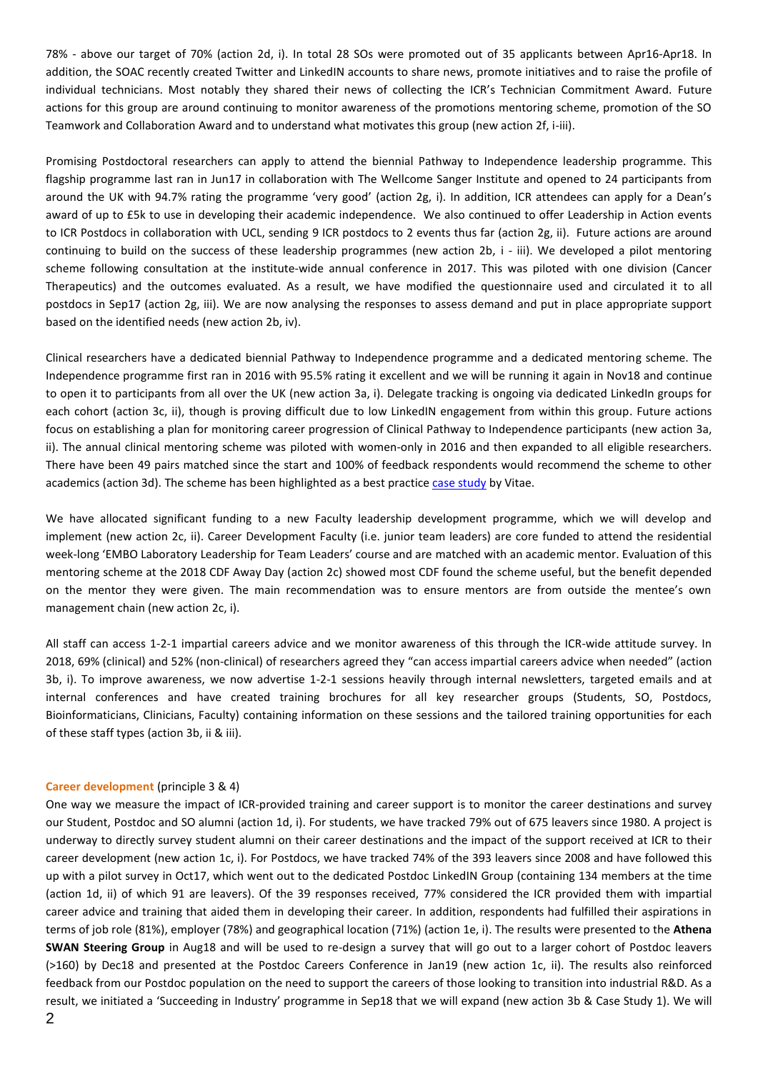78% - above our target of 70% (action 2d, i). In total 28 SOs were promoted out of 35 applicants between Apr16-Apr18. In addition, the SOAC recently created Twitter and LinkedIN accounts to share news, promote initiatives and to raise the profile of individual technicians. Most notably they shared their news of collecting the ICR's Technician Commitment Award. Future actions for this group are around continuing to monitor awareness of the promotions mentoring scheme, promotion of the SO Teamwork and Collaboration Award and to understand what motivates this group (new action 2f, i-iii).

Promising Postdoctoral researchers can apply to attend the biennial Pathway to Independence leadership programme. This flagship programme last ran in Jun17 in collaboration with The Wellcome Sanger Institute and opened to 24 participants from around the UK with 94.7% rating the programme 'very good' (action 2g, i). In addition, ICR attendees can apply for a Dean's award of up to £5k to use in developing their academic independence. We also continued to offer Leadership in Action events to ICR Postdocs in collaboration with UCL, sending 9 ICR postdocs to 2 events thus far (action 2g, ii). Future actions are around continuing to build on the success of these leadership programmes (new action 2b, i - iii). We developed a pilot mentoring scheme following consultation at the institute-wide annual conference in 2017. This was piloted with one division (Cancer Therapeutics) and the outcomes evaluated. As a result, we have modified the questionnaire used and circulated it to all postdocs in Sep17 (action 2g, iii). We are now analysing the responses to assess demand and put in place appropriate support based on the identified needs (new action 2b, iv).

Clinical researchers have a dedicated biennial Pathway to Independence programme and a dedicated mentoring scheme. The Independence programme first ran in 2016 with 95.5% rating it excellent and we will be running it again in Nov18 and continue to open it to participants from all over the UK (new action 3a, i). Delegate tracking is ongoing via dedicated LinkedIn groups for each cohort (action 3c, ii), though is proving difficult due to low LinkedIN engagement from within this group. Future actions focus on establishing a plan for monitoring career progression of Clinical Pathway to Independence participants (new action 3a, ii). The annual clinical mentoring scheme was piloted with women-only in 2016 and then expanded to all eligible researchers. There have been 49 pairs matched since the start and 100% of feedback respondents would recommend the scheme to other academics (action 3d). The scheme has been highlighted as a best practice case study by Vitae.

We have allocated significant funding to a new Faculty leadership development programme, which we will develop and implement (new action 2c, ii). Career Development Faculty (i.e. junior team leaders) are core funded to attend the residential week-long 'EMBO Laboratory Leadership for Team Leaders' course and are matched with an academic mentor. Evaluation of this mentoring scheme at the 2018 CDF Away Day (action 2c) showed most CDF found the scheme useful, but the benefit depended on the mentor they were given. The main recommendation was to ensure mentors are from outside the mentee's own management chain (new action 2c, i).

All staff can access 1-2-1 impartial careers advice and we monitor awareness of this through the ICR-wide attitude survey. In 2018, 69% (clinical) and 52% (non-clinical) of researchers agreed they "can access impartial careers advice when needed" (action 3b, i). To improve awareness, we now advertise 1-2-1 sessions heavily through internal newsletters, targeted emails and at internal conferences and have created training brochures for all key researcher groups (Students, SO, Postdocs, Bioinformaticians, Clinicians, Faculty) containing information on these sessions and the tailored training opportunities for each of these staff types (action 3b, ii & iii).

### Career development (principle 3 & 4)

One way we measure the impact of ICR-provided training and career support is to monitor the career destinations and survey our Student, Postdoc and SO alumni (action 1d, i). For students, we have tracked 79% out of 675 leavers since 1980. A project is underway to directly survey student alumni on their career destinations and the impact of the support received at ICR to their career development (new action 1c, i). For Postdocs, we have tracked 74% of the 393 leavers since 2008 and have followed this up with a pilot survey in Oct17, which went out to the dedicated Postdoc LinkedIN Group (containing 134 members at the time (action 1d, ii) of which 91 are leavers). Of the 39 responses received, 77% considered the ICR provided them with impartial career advice and training that aided them in developing their career. In addition, respondents had fulfilled their aspirations in terms of job role (81%), employer (78%) and geographical location (71%) (action 1e, i). The results were presented to the **Athena SWAN Steering Group** in Aug18 and will be used to re-design a survey that will go out to a larger cohort of Postdoc leavers (>160) by Dec18 and presented at the Postdoc Careers Conference in Jan19 (new action 1c, ii). The results also reinforced feedback from our Postdoc population on the need to support the careers of those looking to transition into industrial R&D. As a result, we initiated a 'Succeeding in Industry' programme in Sep18 that we will expand (new action 3b & Case Study 1). We will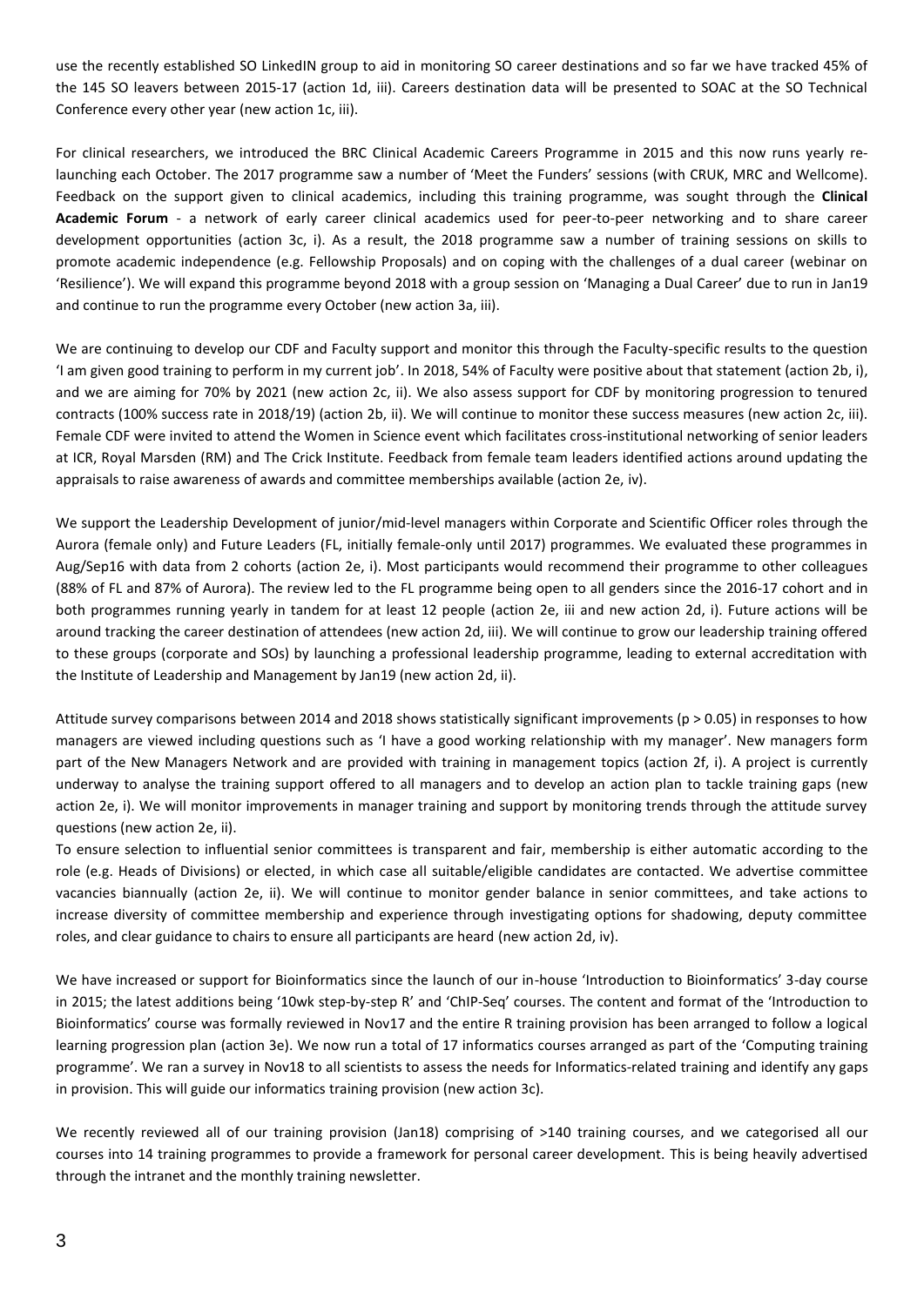use the recently established SO LinkedIN group to aid in monitoring SO career destinations and so far we have tracked 45% of the 145 SO leavers between 2015-17 (action 1d, iii). Careers destination data will be presented to SOAC at the SO Technical Conference every other year (new action 1c, iii).

For clinical researchers, we introduced the BRC Clinical Academic Careers Programme in 2015 and this now runs yearly re-launching each October. The 2017 programme saw a number of 'Meet the Funders' sessions (with CRUK, MRC and Wellcome). Feedback on the support given to clinical academics, including this training programme, was sought through the **Clinical Academic Forum** - a network of early career clinical academics used for peer-to-peer networking and to share career development opportunities (action 3c, i). As a result, the 2018 programme saw a number of training sessions on skills to promote academic independence (e.g. Fellowship Proposals) and on coping with the challenges of a dual career (webinar on 'Resilience'). We will expand this programme beyond 2018 with a group session on 'Managing a Dual Career' due to run in Jan19 and continue to run the programme every October (new action 3a, iii).

We are continuing to develop our CDF and Faculty support and monitor this through the Faculty-specific results to the question 'I am given good training to perform in my current job'. In 2018, 54% of Faculty were positive about that statement (action 2b, i), and we are aiming for 70% by 2021 (new action 2c, ii). We also assess support for CDF by monitoring progression to tenured contracts (100% success rate in 2018/19) (action 2b, ii). We will continue to monitor these success measures (new action 2c, iii). Female CDF were invited to attend the Women in Science event which facilitates cross-institutional networking of senior leaders at ICR, Royal Marsden (RM) and The Crick Institute. Feedback from female team leaders identified actions around updating the appraisals to raise awareness of awards and committee memberships available (action 2e, iv).

We support the Leadership Development of junior/mid-level managers within Corporate and Scientific Officer roles through the Aurora (female only) and Future Leaders (FL, initially female-only until 2017) programmes. We evaluated these programmes in Aug/Sep16 with data from 2 cohorts (action 2e, i). Most participants would recommend their programme to other colleagues (88% of FL and 87% of Aurora). The review led to the FL programme being open to all genders since the 2016-17 cohort and in both programmes running yearly in tandem for at least 12 people (action 2e, iii and new action 2d, i). Future actions will be around tracking the career destination of attendees (new action 2d, iii). We will continue to grow our leadership training offered to these groups (corporate and SOs) by launching a professional leadership programme, leading to external accreditation with the Institute of Leadership and Management by Jan19 (new action 2d, ii).

Attitude survey comparisons between 2014 and 2018 shows statistically significant improvements ($p > 0.05$) in responses to how managers are viewed including questions such as 'I have a good working relationship with my manager'. New managers form part of the New Managers Network and are provided with training in management topics (action 2f, i). A project is currently underway to analyse the training support offered to all managers and to develop an action plan to tackle training gaps (new action 2e, i). We will monitor improvements in manager training and support by monitoring trends through the attitude survey questions (new action 2e, ii).

To ensure selection to influential senior committees is transparent and fair, membership is either automatic according to the role (e.g. Heads of Divisions) or elected, in which case all suitable/eligible candidates are contacted. We advertise committee vacancies biannually (action 2e, ii). We will continue to monitor gender balance in senior committees, and take actions to increase diversity of committee membership and experience through investigating options for shadowing, deputy committee roles, and clear guidance to chairs to ensure all participants are heard (new action 2d, iv).

We have increased or support for Bioinformatics since the launch of our in-house 'Introduction to Bioinformatics' 3-day course in 2015; the latest additions being '10wk step-by-step R' and 'ChIP-Seq' courses. The content and format of the 'Introduction to Bioinformatics' course was formally reviewed in Nov17 and the entire R training provision has been arranged to follow a logical learning progression plan (action 3e). We now run a total of 17 informatics courses arranged as part of the 'Computing training programme'. We ran a survey in Nov18 to all scientists to assess the needs for Informatics-related training and identify any gaps in provision. This will guide our informatics training provision (new action 3c).

We recently reviewed all of our training provision (Jan18) comprising of >140 training courses, and we categorised all our courses into 14 training programmes to provide a framework for personal career development. This is being heavily advertised through the intranet and the monthly training newsletter.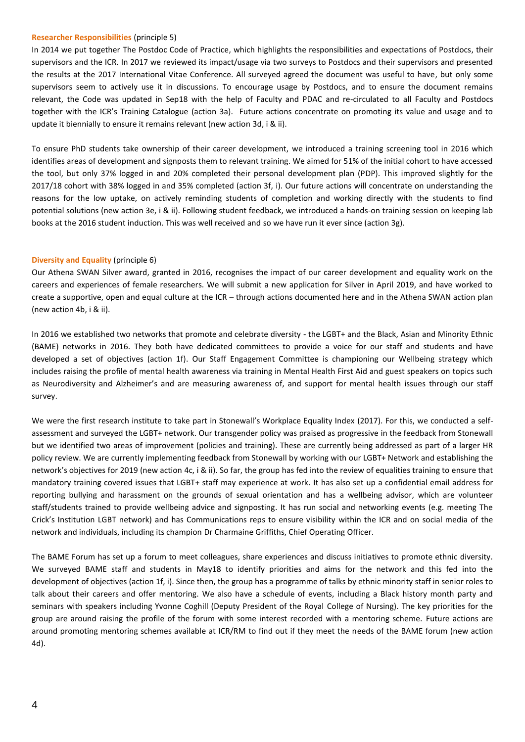**Researcher Responsibilities** (principle 5)

In 2014 we put together The Postdoc Code of Practice, which highlights the responsibilities and expectations of Postdocs, their supervisors and the ICR. In 2017 we reviewed its impact/usage via two surveys to Postdocs and their supervisors and presented the results at the 2017 International Vitae Conference. All surveyed agreed the document was useful to have, but only some supervisors seem to actively use it in discussions. To encourage usage by Postdocs, and to ensure the document remains relevant, the Code was updated in Sep18 with the help of Faculty and PDAC and re-circulated to all Faculty and Postdocs together with the ICR's Training Catalogue (action 3a). Future actions concentrate on promoting its value and usage and to update it biennially to ensure it remains relevant (new action 3d, i & ii).

To ensure PhD students take ownership of their career development, we introduced a training screening tool in 2016 which identifies areas of development and signposts them to relevant training. We aimed for 51% of the initial cohort to have accessed the tool, but only 37% logged in and 20% completed their personal development plan (PDP). This improved slightly for the 2017/18 cohort with 38% logged in and 35% completed (action 3f, i). Our future actions will concentrate on understanding the reasons for the low uptake, on actively reminding students of completion and working directly with the students to find potential solutions (new action 3e, i & ii). Following student feedback, we introduced a hands-on training session on keeping lab books at the 2016 student induction. This was well received and so we have run it ever since (action 3g).

**Diversity and Equality** (principle 6)

Our Athena SWAN Silver award, granted in 2016, recognises the impact of our career development and equality work on the careers and experiences of female researchers. We will submit a new application for Silver in April 2019, and have worked to create a supportive, open and equal culture at the ICR – through actions documented here and in the Athena SWAN action plan (new action 4b, i & ii).

In 2016 we established two networks that promote and celebrate diversity - the LGBT+ and the Black, Asian and Minority Ethnic (BAME) networks in 2016. They both have dedicated committees to provide a voice for our staff and students and have developed a set of objectives (action 1f). Our Staff Engagement Committee is championing our Wellbeing strategy which includes raising the profile of mental health awareness via training in Mental Health First Aid and guest speakers on topics such as Neurodiversity and Alzheimer's and are measuring awareness of, and support for mental health issues through our staff survey.

We were the first research institute to take part in Stonewall's Workplace Equality Index (2017). For this, we conducted a self-assessment and surveyed the LGBT+ network. Our transgender policy was praised as progressive in the feedback from Stonewall but we identified two areas of improvement (policies and training). These are currently being addressed as part of a larger HR policy review. We are currently implementing feedback from Stonewall by working with our LGBT+ Network and establishing the network's objectives for 2019 (new action 4c, i & ii). So far, the group has fed into the review of equalities training to ensure that mandatory training covered issues that LGBT+ staff may experience at work. It has also set up a confidential email address for reporting bullying and harassment on the grounds of sexual orientation and has a wellbeing advisor, which are volunteer staff/students trained to provide wellbeing advice and signposting. It has run social and networking events (e.g. meeting The Crick's Institution LGBT network) and has Communications reps to ensure visibility within the ICR and on social media of the network and individuals, including its champion Dr Charmaine Griffiths, Chief Operating Officer.

The BAME Forum has set up a forum to meet colleagues, share experiences and discuss initiatives to promote ethnic diversity. We surveyed BAME staff and students in May18 to identify priorities and aims for the network and this fed into the development of objectives (action 1f, i). Since then, the group has a programme of talks by ethnic minority staff in senior roles to talk about their careers and offer mentoring. We also have a schedule of events, including a Black history month party and seminars with speakers including Yvonne Coghill (Deputy President of the Royal College of Nursing). The key priorities for the group are around raising the profile of the forum with some interest recorded with a mentoring scheme. Future actions are around promoting mentoring schemes available at ICR/RM to find out if they meet the needs of the BAME forum (new action 4d).